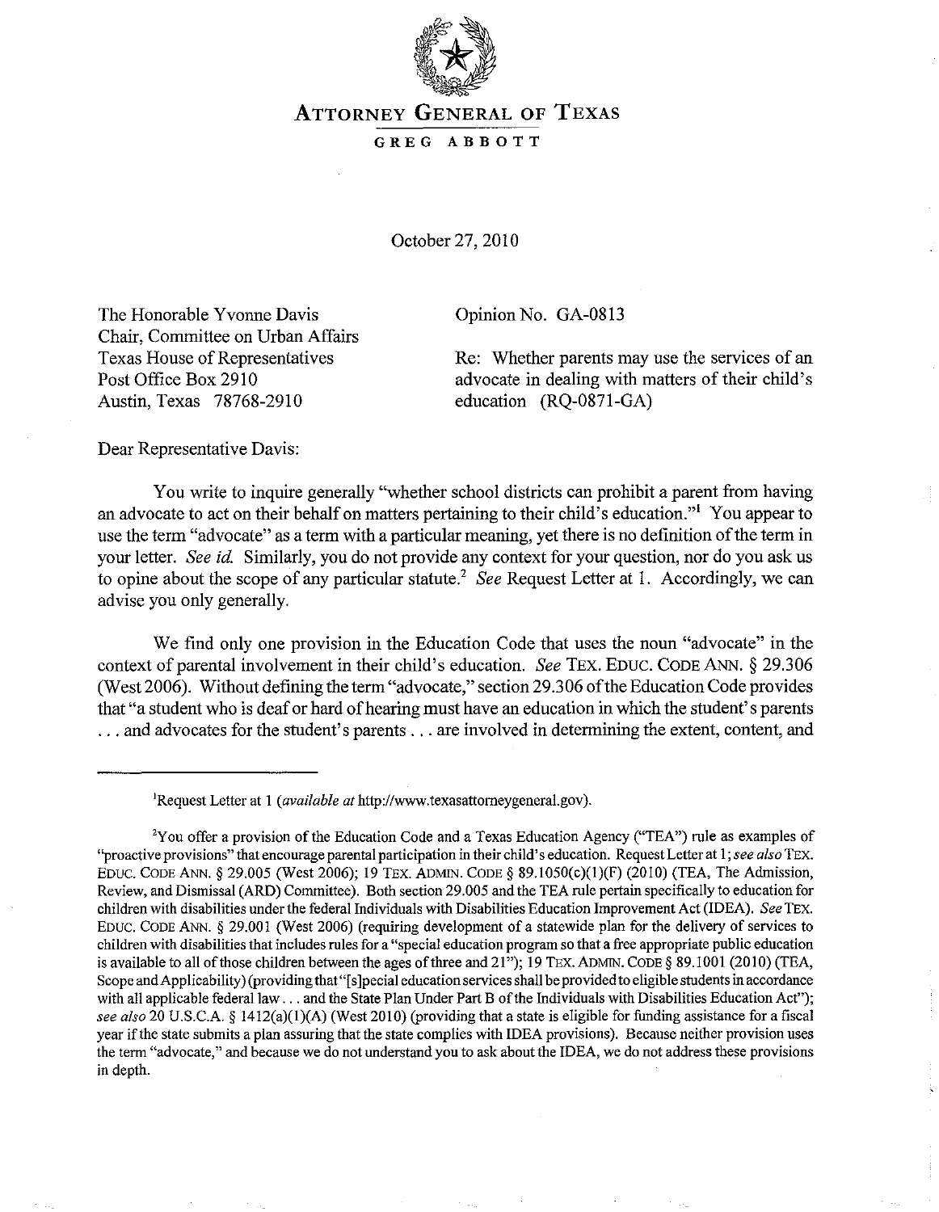# ATTORNEY GENERAL OF TEXAS

GREG ABBOTT

October 27, 2010

The Honorable Yvonne Davis
Chair, Committee on Urban Affairs
Texas House of Representatives
Post Office Box 2910
Austin, Texas 78768-2910

Opinion No. GA-0813

Re: Whether parents may use the services of an advocate in dealing with matters of their child's education (RQ-0871-GA)

Dear Representative Davis:

You write to inquire generally "whether school districts can prohibit a parent from having an advocate to act on their behalf on matters pertaining to their child's education."[1] You appear to use the term "advocate" as a term with a particular meaning, yet there is no definition of the term in your letter. *See id.* Similarly, you do not provide any context for your question, nor do you ask us to opine about the scope of any particular statute.[2] *See* Request Letter at 1. Accordingly, we can advise you only generally.

We find only one provision in the Education Code that uses the noun "advocate" in the context of parental involvement in their child's education. *See* TEX. EDUC. CODE ANN. § 29.306 (West 2006). Without defining the term "advocate," section 29.306 of the Education Code provides that "a student who is deaf or hard of hearing must have an education in which the student's parents . . . and advocates for the student's parents . . . are involved in determining the extent, content, and

---

[1]Request Letter at 1 (*available at* http://www.texasattorneygeneral.gov).

[2]You offer a provision of the Education Code and a Texas Education Agency ("TEA") rule as examples of "proactive provisions" that encourage parental participation in their child's education. Request Letter at 1; *see also* TEX. EDUC. CODE ANN. § 29.005 (West 2006); 19 TEX. ADMIN. CODE § 89.1050(c)(1)(F) (2010) (TEA, The Admission, Review, and Dismissal (ARD) Committee). Both section 29.005 and the TEA rule pertain specifically to education for children with disabilities under the federal Individuals with Disabilities Education Improvement Act (IDEA). *See* TEX. EDUC. CODE ANN. § 29.001 (West 2006) (requiring development of a statewide plan for the delivery of services to children with disabilities that includes rules for a "special education program so that a free appropriate public education is available to all of those children between the ages of three and 21"); 19 TEX. ADMIN. CODE § 89.1001 (2010) (TEA, Scope and Applicability) (providing that "[s]pecial education services shall be provided to eligible students in accordance with all applicable federal law . . . and the State Plan Under Part B of the Individuals with Disabilities Education Act"); *see also* 20 U.S.C.A. § 1412(a)(1)(A) (West 2010) (providing that a state is eligible for funding assistance for a fiscal year if the state submits a plan assuring that the state complies with IDEA provisions). Because neither provision uses the term "advocate," and because we do not understand you to ask about the IDEA, we do not address these provisions in depth.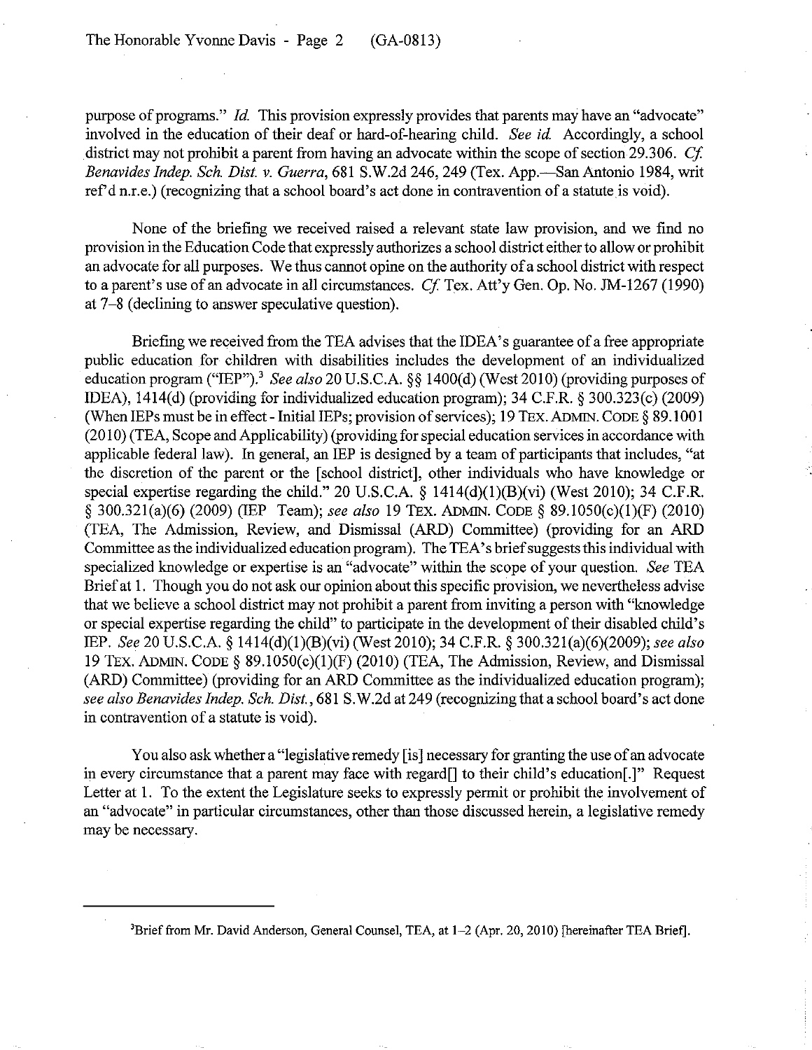purpose of programs." *Id.* This provision expressly provides that parents may have an "advocate" involved in the education of their deaf or hard-of-hearing child. *See id.* Accordingly, a school district may not prohibit a parent from having an advocate within the scope of section 29.306. *Cf. Benavides Indep. Sch. Dist. v. Guerra*, 681 S.W.2d 246, 249 (Tex. App.—San Antonio 1984, writ ref'd n.r.e.) (recognizing that a school board's act done in contravention of a statute is void).

None of the briefing we received raised a relevant state law provision, and we find no provision in the Education Code that expressly authorizes a school district either to allow or prohibit an advocate for all purposes. We thus cannot opine on the authority of a school district with respect to a parent's use of an advocate in all circumstances. *Cf.* Tex. Att'y Gen. Op. No. JM-1267 (1990) at 7–8 (declining to answer speculative question).

Briefing we received from the TEA advises that the IDEA's guarantee of a free appropriate public education for children with disabilities includes the development of an individualized education program ("IEP").[3] *See also* 20 U.S.C.A. §§ 1400(d) (West 2010) (providing purposes of IDEA), 1414(d) (providing for individualized education program); 34 C.F.R. § 300.323(c) (2009) (When IEPs must be in effect - Initial IEPs; provision of services); 19 TEX. ADMIN. CODE § 89.1001 (2010) (TEA, Scope and Applicability) (providing for special education services in accordance with applicable federal law). In general, an IEP is designed by a team of participants that includes, "at the discretion of the parent or the [school district], other individuals who have knowledge or special expertise regarding the child." 20 U.S.C.A. § 1414(d)(1)(B)(vi) (West 2010); 34 C.F.R. § 300.321(a)(6) (2009) (IEP Team); *see also* 19 TEX. ADMIN. CODE § 89.1050(c)(1)(F) (2010) (TEA, The Admission, Review, and Dismissal (ARD) Committee) (providing for an ARD Committee as the individualized education program). The TEA's brief suggests this individual with specialized knowledge or expertise is an "advocate" within the scope of your question. *See* TEA Brief at 1. Though you do not ask our opinion about this specific provision, we nevertheless advise that we believe a school district may not prohibit a parent from inviting a person with "knowledge or special expertise regarding the child" to participate in the development of their disabled child's IEP. *See* 20 U.S.C.A. § 1414(d)(1)(B)(vi) (West 2010); 34 C.F.R. § 300.321(a)(6)(2009); *see also* 19 TEX. ADMIN. CODE § 89.1050(c)(1)(F) (2010) (TEA, The Admission, Review, and Dismissal (ARD) Committee) (providing for an ARD Committee as the individualized education program); *see also Benavides Indep. Sch. Dist.*, 681 S.W.2d at 249 (recognizing that a school board's act done in contravention of a statute is void).

You also ask whether a "legislative remedy [is] necessary for granting the use of an advocate in every circumstance that a parent may face with regard[] to their child's education[.]" Request Letter at 1. To the extent the Legislature seeks to expressly permit or prohibit the involvement of an "advocate" in particular circumstances, other than those discussed herein, a legislative remedy may be necessary.

---

[3]Brief from Mr. David Anderson, General Counsel, TEA, at 1–2 (Apr. 20, 2010) [hereinafter TEA Brief].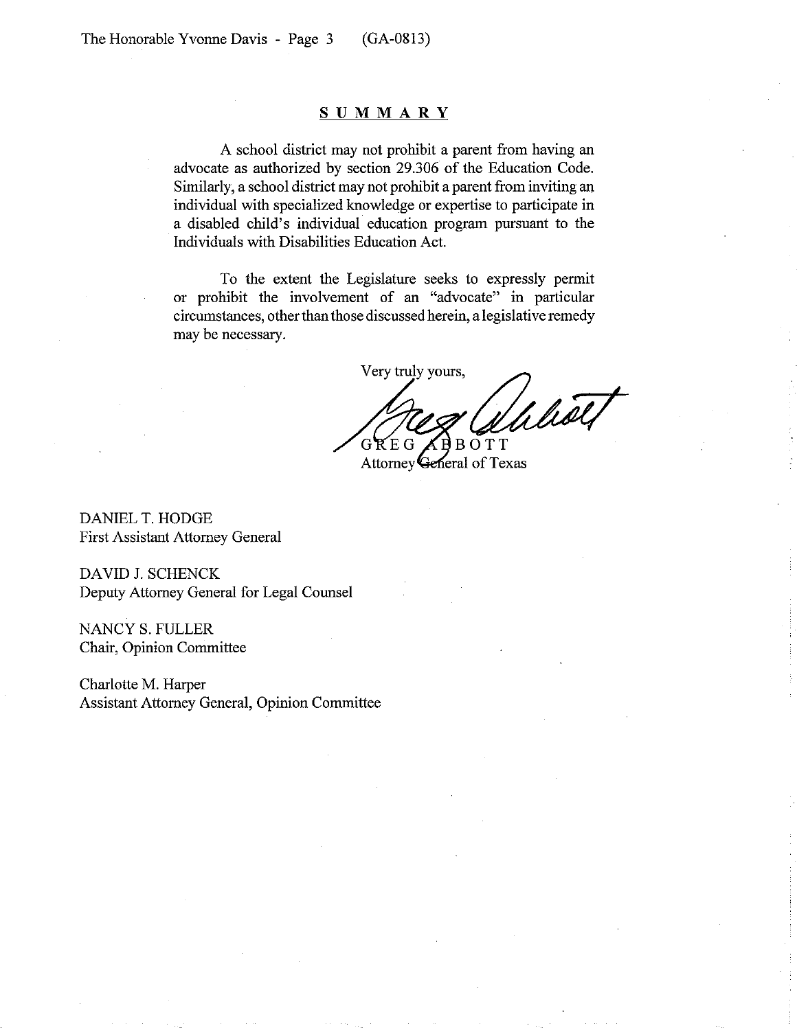## SUMMARY

A school district may not prohibit a parent from having an advocate as authorized by section 29.306 of the Education Code. Similarly, a school district may not prohibit a parent from inviting an individual with specialized knowledge or expertise to participate in a disabled child's individual education program pursuant to the Individuals with Disabilities Education Act.

To the extent the Legislature seeks to expressly permit or prohibit the involvement of an "advocate" in particular circumstances, other than those discussed herein, a legislative remedy may be necessary.

Very truly yours,

GREG ABBOTT
Attorney General of Texas

DANIEL T. HODGE
First Assistant Attorney General

DAVID J. SCHENCK
Deputy Attorney General for Legal Counsel

NANCY S. FULLER
Chair, Opinion Committee

Charlotte M. Harper
Assistant Attorney General, Opinion Committee